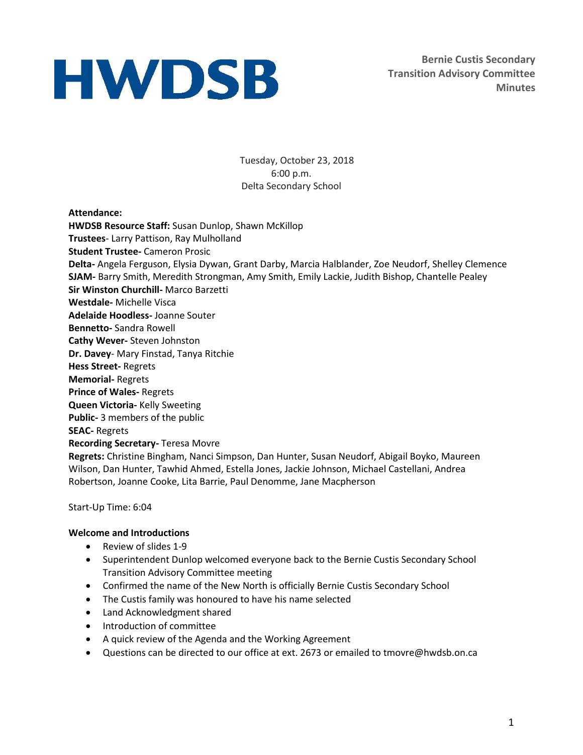# HWDSB

**Bernie Custis Secondary Transition Advisory Committee Minutes**

Tuesday, October 23, 2018
6:00 p.m.
Delta Secondary School

**Attendance:**
**HWDSB Resource Staff:** Susan Dunlop, Shawn McKillop
**Trustees**- Larry Pattison, Ray Mulholland
**Student Trustee-** Cameron Prosic
**Delta-** Angela Ferguson, Elysia Dywan, Grant Darby, Marcia Halblander, Zoe Neudorf, Shelley Clemence
**SJAM-** Barry Smith, Meredith Strongman, Amy Smith, Emily Lackie, Judith Bishop, Chantelle Pealey
**Sir Winston Churchill-** Marco Barzetti
**Westdale-** Michelle Visca
**Adelaide Hoodless-** Joanne Souter
**Bennetto-** Sandra Rowell
**Cathy Wever-** Steven Johnston
**Dr. Davey**- Mary Finstad, Tanya Ritchie
**Hess Street-** Regrets
**Memorial-** Regrets
**Prince of Wales-** Regrets
**Queen Victoria-** Kelly Sweeting
**Public-** 3 members of the public
**SEAC-** Regrets
**Recording Secretary-** Teresa Movre
**Regrets:** Christine Bingham, Nanci Simpson, Dan Hunter, Susan Neudorf, Abigail Boyko, Maureen Wilson, Dan Hunter, Tawhid Ahmed, Estella Jones, Jackie Johnson, Michael Castellani, Andrea Robertson, Joanne Cooke, Lita Barrie, Paul Denomme, Jane Macpherson

Start-Up Time: 6:04

**Welcome and Introductions**

- Review of slides 1-9
- Superintendent Dunlop welcomed everyone back to the Bernie Custis Secondary School Transition Advisory Committee meeting
- Confirmed the name of the New North is officially Bernie Custis Secondary School
- The Custis family was honoured to have his name selected
- Land Acknowledgment shared
- Introduction of committee
- A quick review of the Agenda and the Working Agreement
- Questions can be directed to our office at ext. 2673 or emailed to tmovre@hwdsb.on.ca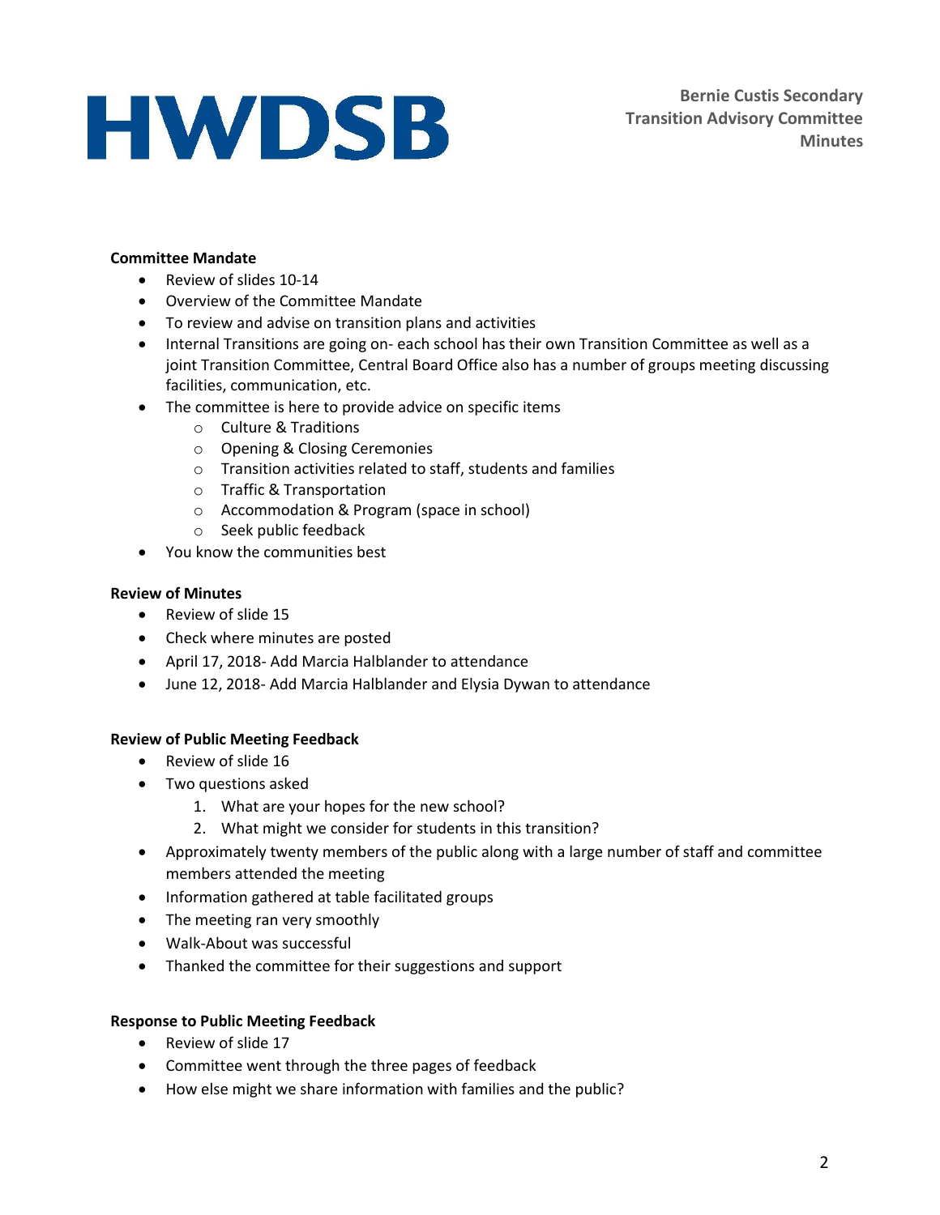**Committee Mandate**

- Review of slides 10-14
- Overview of the Committee Mandate
- To review and advise on transition plans and activities
- Internal Transitions are going on- each school has their own Transition Committee as well as a joint Transition Committee, Central Board Office also has a number of groups meeting discussing facilities, communication, etc.
- The committee is here to provide advice on specific items
  - Culture & Traditions
  - Opening & Closing Ceremonies
  - Transition activities related to staff, students and families
  - Traffic & Transportation
  - Accommodation & Program (space in school)
  - Seek public feedback
- You know the communities best

**Review of Minutes**

- Review of slide 15
- Check where minutes are posted
- April 17, 2018- Add Marcia Halblander to attendance
- June 12, 2018- Add Marcia Halblander and Elysia Dywan to attendance

**Review of Public Meeting Feedback**

- Review of slide 16
- Two questions asked
  1. What are your hopes for the new school?
  2. What might we consider for students in this transition?
- Approximately twenty members of the public along with a large number of staff and committee members attended the meeting
- Information gathered at table facilitated groups
- The meeting ran very smoothly
- Walk-About was successful
- Thanked the committee for their suggestions and support

**Response to Public Meeting Feedback**

- Review of slide 17
- Committee went through the three pages of feedback
- How else might we share information with families and the public?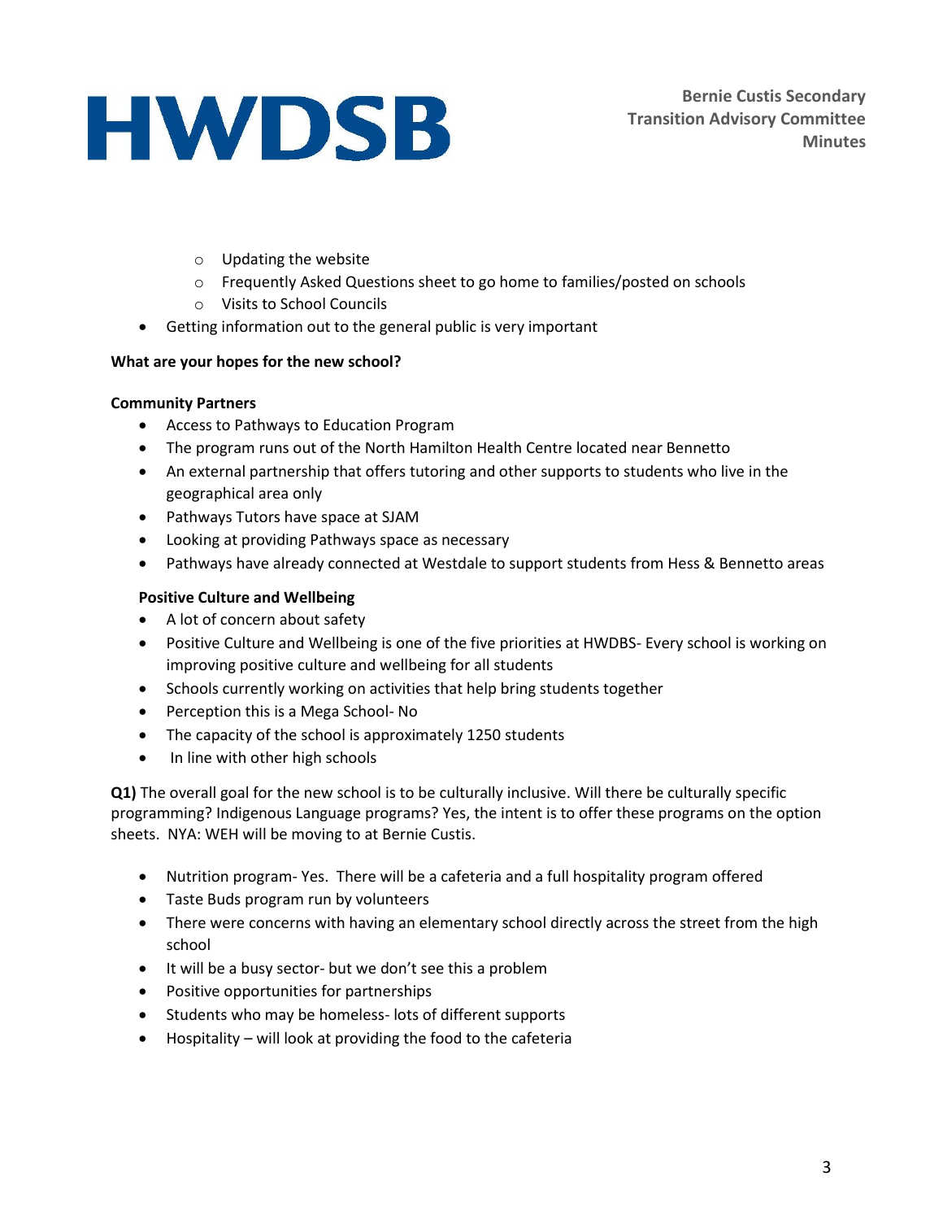- Updating the website
  - Frequently Asked Questions sheet to go home to families/posted on schools
  - Visits to School Councils
- Getting information out to the general public is very important

**What are your hopes for the new school?**

**Community Partners**

- Access to Pathways to Education Program
- The program runs out of the North Hamilton Health Centre located near Bennetto
- An external partnership that offers tutoring and other supports to students who live in the geographical area only
- Pathways Tutors have space at SJAM
- Looking at providing Pathways space as necessary
- Pathways have already connected at Westdale to support students from Hess & Bennetto areas

**Positive Culture and Wellbeing**

- A lot of concern about safety
- Positive Culture and Wellbeing is one of the five priorities at HWDBS- Every school is working on improving positive culture and wellbeing for all students
- Schools currently working on activities that help bring students together
- Perception this is a Mega School- No
- The capacity of the school is approximately 1250 students
- In line with other high schools

**Q1)** The overall goal for the new school is to be culturally inclusive. Will there be culturally specific programming? Indigenous Language programs? Yes, the intent is to offer these programs on the option sheets. NYA: WEH will be moving to at Bernie Custis.

- Nutrition program- Yes. There will be a cafeteria and a full hospitality program offered
- Taste Buds program run by volunteers
- There were concerns with having an elementary school directly across the street from the high school
- It will be a busy sector- but we don't see this a problem
- Positive opportunities for partnerships
- Students who may be homeless- lots of different supports
- Hospitality – will look at providing the food to the cafeteria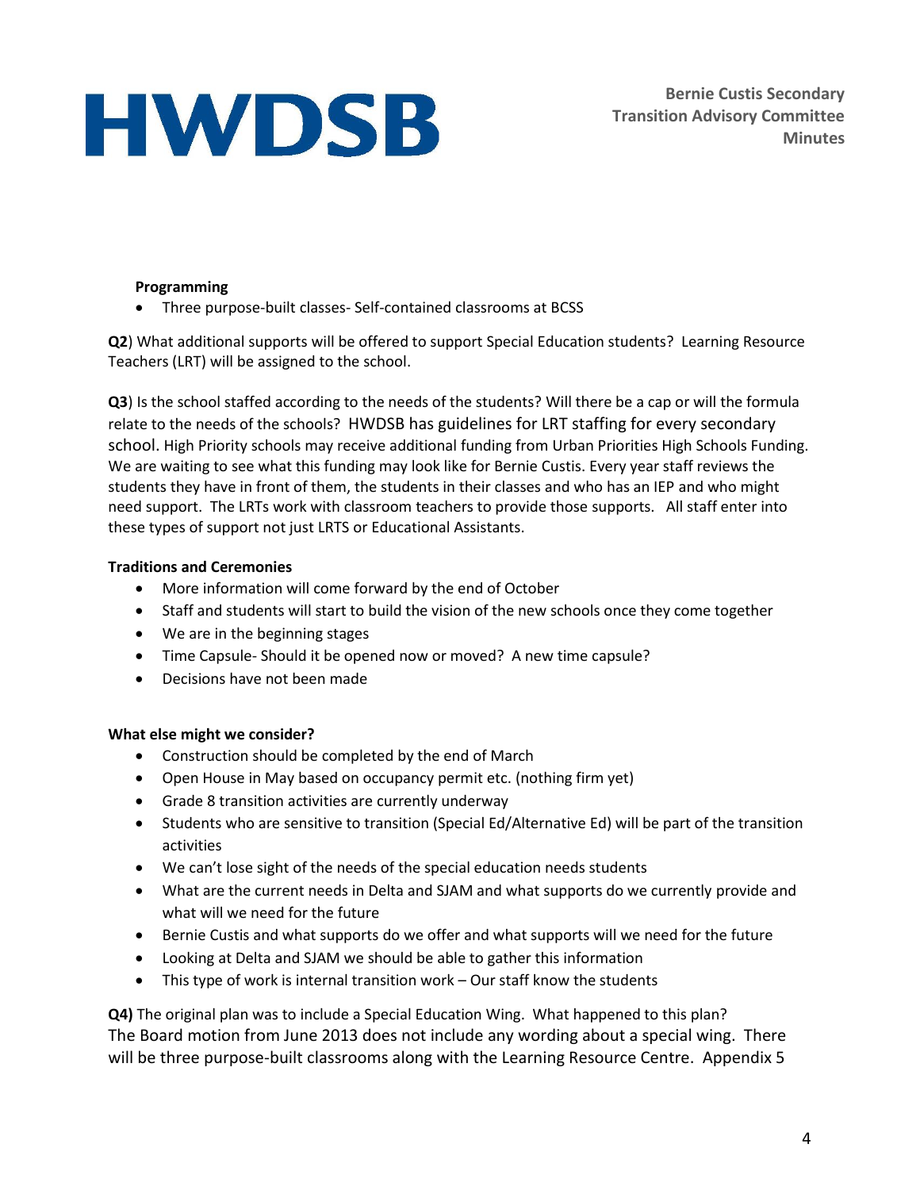**Programming**

- Three purpose-built classes- Self-contained classrooms at BCSS

**Q2**) What additional supports will be offered to support Special Education students? Learning Resource Teachers (LRT) will be assigned to the school.

**Q3**) Is the school staffed according to the needs of the students? Will there be a cap or will the formula relate to the needs of the schools? HWDSB has guidelines for LRT staffing for every secondary school. High Priority schools may receive additional funding from Urban Priorities High Schools Funding. We are waiting to see what this funding may look like for Bernie Custis. Every year staff reviews the students they have in front of them, the students in their classes and who has an IEP and who might need support. The LRTs work with classroom teachers to provide those supports. All staff enter into these types of support not just LRTS or Educational Assistants.

**Traditions and Ceremonies**

- More information will come forward by the end of October
- Staff and students will start to build the vision of the new schools once they come together
- We are in the beginning stages
- Time Capsule- Should it be opened now or moved? A new time capsule?
- Decisions have not been made

**What else might we consider?**

- Construction should be completed by the end of March
- Open House in May based on occupancy permit etc. (nothing firm yet)
- Grade 8 transition activities are currently underway
- Students who are sensitive to transition (Special Ed/Alternative Ed) will be part of the transition activities
- We can't lose sight of the needs of the special education needs students
- What are the current needs in Delta and SJAM and what supports do we currently provide and what will we need for the future
- Bernie Custis and what supports do we offer and what supports will we need for the future
- Looking at Delta and SJAM we should be able to gather this information
- This type of work is internal transition work – Our staff know the students

**Q4)** The original plan was to include a Special Education Wing. What happened to this plan? The Board motion from June 2013 does not include any wording about a special wing. There will be three purpose-built classrooms along with the Learning Resource Centre. Appendix 5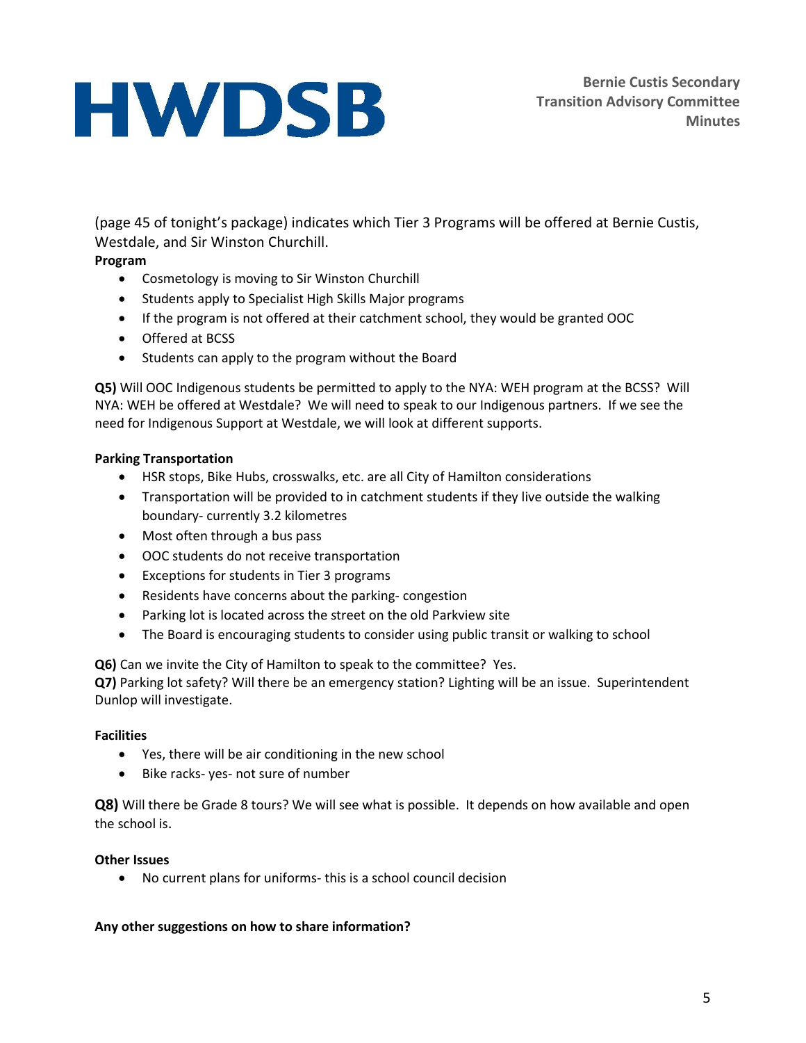(page 45 of tonight's package) indicates which Tier 3 Programs will be offered at Bernie Custis, Westdale, and Sir Winston Churchill.

**Program**

- Cosmetology is moving to Sir Winston Churchill
- Students apply to Specialist High Skills Major programs
- If the program is not offered at their catchment school, they would be granted OOC
- Offered at BCSS
- Students can apply to the program without the Board

**Q5)** Will OOC Indigenous students be permitted to apply to the NYA: WEH program at the BCSS? Will NYA: WEH be offered at Westdale? We will need to speak to our Indigenous partners. If we see the need for Indigenous Support at Westdale, we will look at different supports.

**Parking Transportation**

- HSR stops, Bike Hubs, crosswalks, etc. are all City of Hamilton considerations
- Transportation will be provided to in catchment students if they live outside the walking boundary- currently 3.2 kilometres
- Most often through a bus pass
- OOC students do not receive transportation
- Exceptions for students in Tier 3 programs
- Residents have concerns about the parking- congestion
- Parking lot is located across the street on the old Parkview site
- The Board is encouraging students to consider using public transit or walking to school

**Q6)** Can we invite the City of Hamilton to speak to the committee? Yes.
**Q7)** Parking lot safety? Will there be an emergency station? Lighting will be an issue. Superintendent Dunlop will investigate.

**Facilities**

- Yes, there will be air conditioning in the new school
- Bike racks- yes- not sure of number

**Q8)** Will there be Grade 8 tours? We will see what is possible. It depends on how available and open the school is.

**Other Issues**

- No current plans for uniforms- this is a school council decision

**Any other suggestions on how to share information?**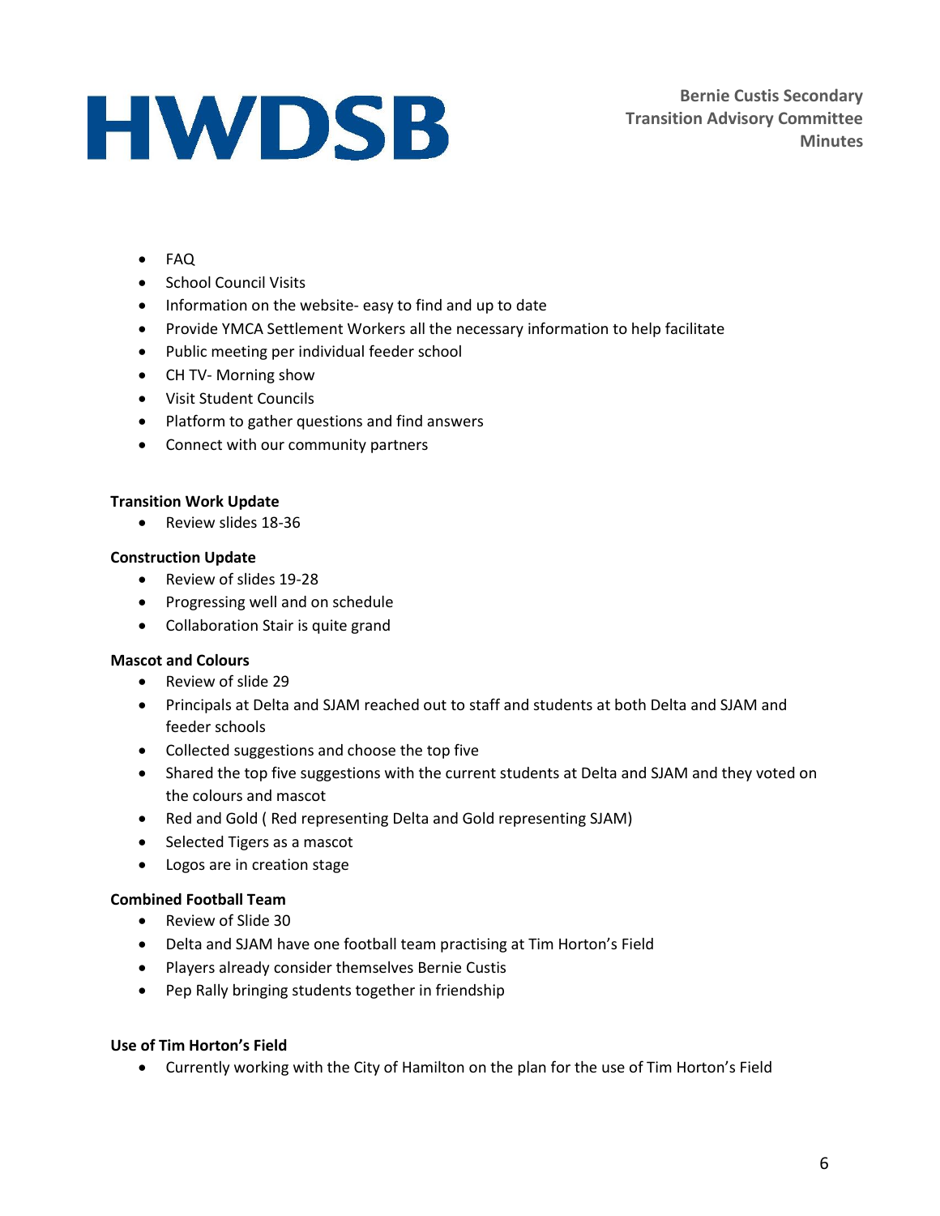- FAQ
- School Council Visits
- Information on the website- easy to find and up to date
- Provide YMCA Settlement Workers all the necessary information to help facilitate
- Public meeting per individual feeder school
- CH TV- Morning show
- Visit Student Councils
- Platform to gather questions and find answers
- Connect with our community partners

**Transition Work Update**

- Review slides 18-36

**Construction Update**

- Review of slides 19-28
- Progressing well and on schedule
- Collaboration Stair is quite grand

**Mascot and Colours**

- Review of slide 29
- Principals at Delta and SJAM reached out to staff and students at both Delta and SJAM and feeder schools
- Collected suggestions and choose the top five
- Shared the top five suggestions with the current students at Delta and SJAM and they voted on the colours and mascot
- Red and Gold ( Red representing Delta and Gold representing SJAM)
- Selected Tigers as a mascot
- Logos are in creation stage

**Combined Football Team**

- Review of Slide 30
- Delta and SJAM have one football team practising at Tim Horton's Field
- Players already consider themselves Bernie Custis
- Pep Rally bringing students together in friendship

**Use of Tim Horton's Field**

- Currently working with the City of Hamilton on the plan for the use of Tim Horton's Field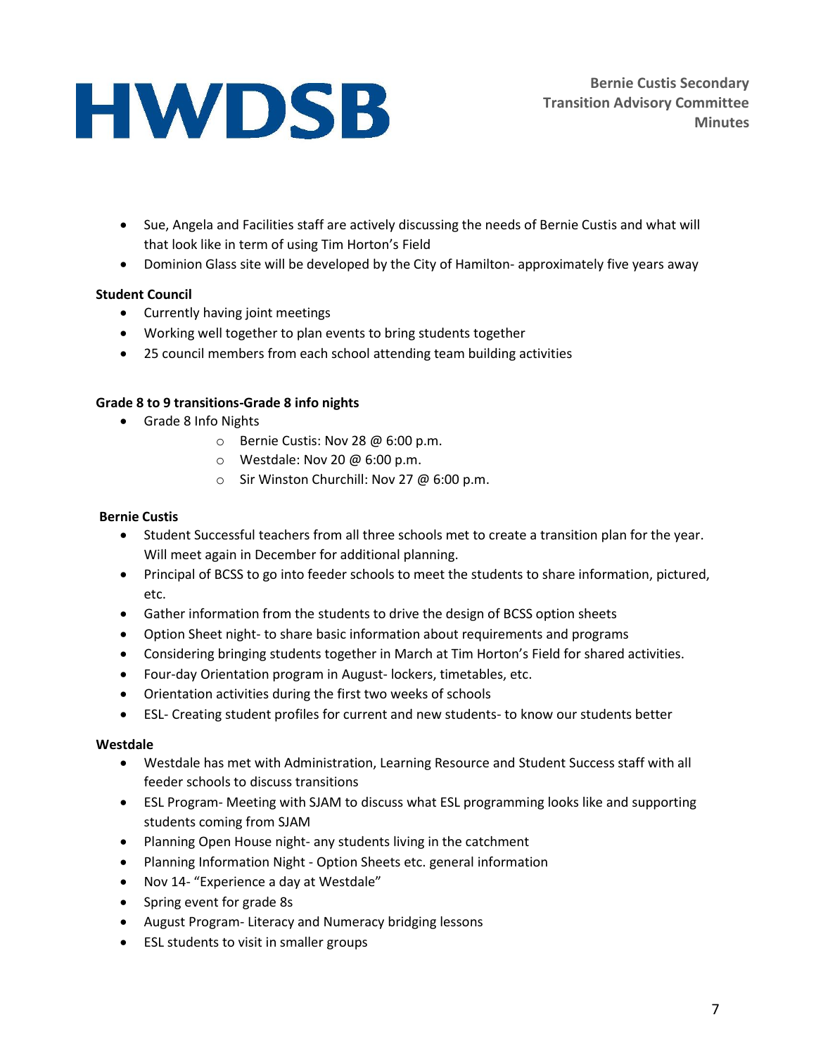- Sue, Angela and Facilities staff are actively discussing the needs of Bernie Custis and what will that look like in term of using Tim Horton's Field
- Dominion Glass site will be developed by the City of Hamilton- approximately five years away

**Student Council**

- Currently having joint meetings
- Working well together to plan events to bring students together
- 25 council members from each school attending team building activities

**Grade 8 to 9 transitions-Grade 8 info nights**

- Grade 8 Info Nights
  - Bernie Custis: Nov 28 @ 6:00 p.m.
  - Westdale: Nov 20 @ 6:00 p.m.
  - Sir Winston Churchill: Nov 27 @ 6:00 p.m.

**Bernie Custis**

- Student Successful teachers from all three schools met to create a transition plan for the year. Will meet again in December for additional planning.
- Principal of BCSS to go into feeder schools to meet the students to share information, pictured, etc.
- Gather information from the students to drive the design of BCSS option sheets
- Option Sheet night- to share basic information about requirements and programs
- Considering bringing students together in March at Tim Horton's Field for shared activities.
- Four-day Orientation program in August- lockers, timetables, etc.
- Orientation activities during the first two weeks of schools
- ESL- Creating student profiles for current and new students- to know our students better

**Westdale**

- Westdale has met with Administration, Learning Resource and Student Success staff with all feeder schools to discuss transitions
- ESL Program- Meeting with SJAM to discuss what ESL programming looks like and supporting students coming from SJAM
- Planning Open House night- any students living in the catchment
- Planning Information Night - Option Sheets etc. general information
- Nov 14- "Experience a day at Westdale"
- Spring event for grade 8s
- August Program- Literacy and Numeracy bridging lessons
- ESL students to visit in smaller groups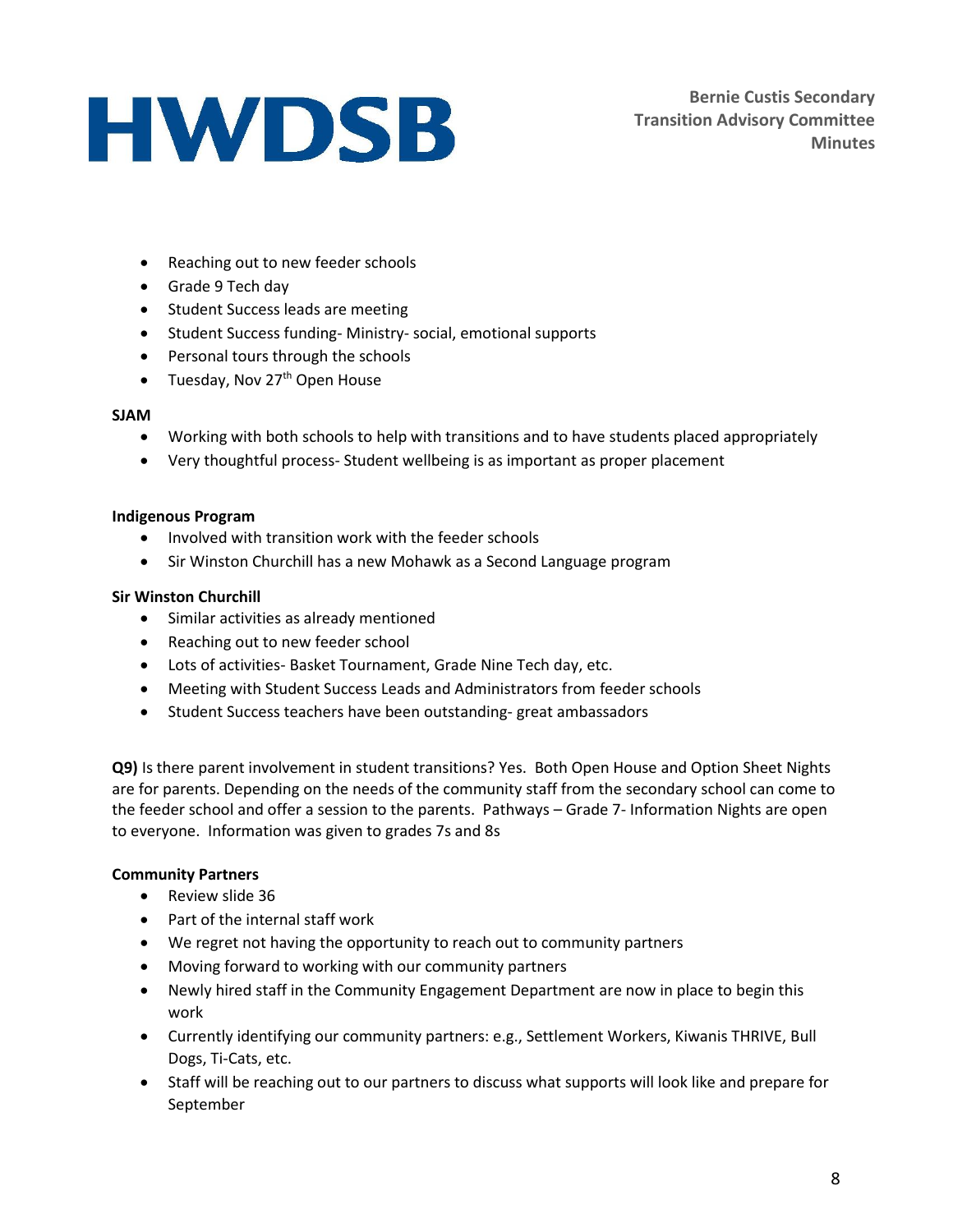- Reaching out to new feeder schools
- Grade 9 Tech day
- Student Success leads are meeting
- Student Success funding- Ministry- social, emotional supports
- Personal tours through the schools
- Tuesday, Nov 27th Open House

**SJAM**

- Working with both schools to help with transitions and to have students placed appropriately
- Very thoughtful process- Student wellbeing is as important as proper placement

**Indigenous Program**

- Involved with transition work with the feeder schools
- Sir Winston Churchill has a new Mohawk as a Second Language program

**Sir Winston Churchill**

- Similar activities as already mentioned
- Reaching out to new feeder school
- Lots of activities- Basket Tournament, Grade Nine Tech day, etc.
- Meeting with Student Success Leads and Administrators from feeder schools
- Student Success teachers have been outstanding- great ambassadors

**Q9)** Is there parent involvement in student transitions? Yes. Both Open House and Option Sheet Nights are for parents. Depending on the needs of the community staff from the secondary school can come to the feeder school and offer a session to the parents. Pathways – Grade 7- Information Nights are open to everyone. Information was given to grades 7s and 8s

**Community Partners**

- Review slide 36
- Part of the internal staff work
- We regret not having the opportunity to reach out to community partners
- Moving forward to working with our community partners
- Newly hired staff in the Community Engagement Department are now in place to begin this work
- Currently identifying our community partners: e.g., Settlement Workers, Kiwanis THRIVE, Bull Dogs, Ti-Cats, etc.
- Staff will be reaching out to our partners to discuss what supports will look like and prepare for September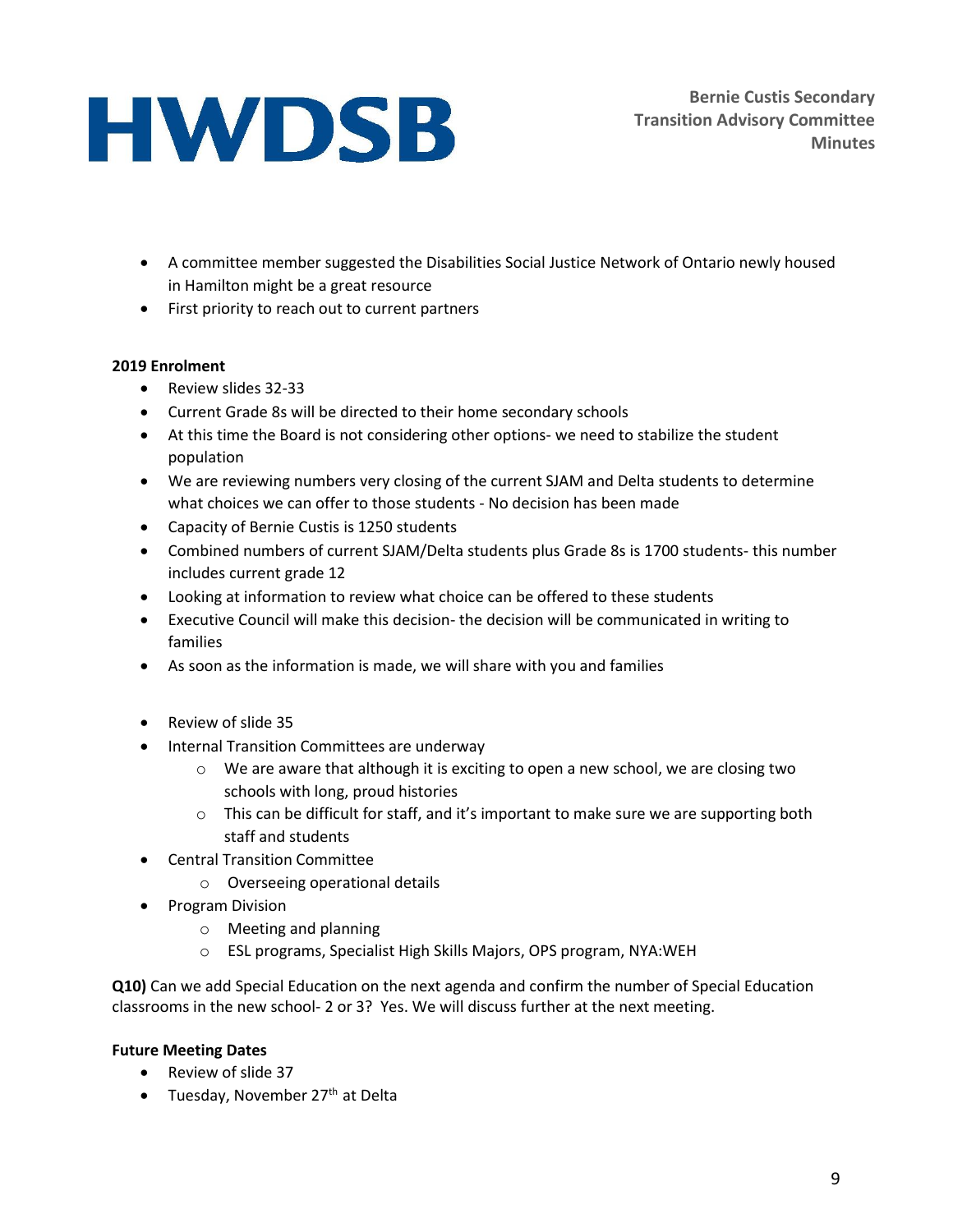- A committee member suggested the Disabilities Social Justice Network of Ontario newly housed in Hamilton might be a great resource
- First priority to reach out to current partners

**2019 Enrolment**

- Review slides 32-33
- Current Grade 8s will be directed to their home secondary schools
- At this time the Board is not considering other options- we need to stabilize the student population
- We are reviewing numbers very closing of the current SJAM and Delta students to determine what choices we can offer to those students - No decision has been made
- Capacity of Bernie Custis is 1250 students
- Combined numbers of current SJAM/Delta students plus Grade 8s is 1700 students- this number includes current grade 12
- Looking at information to review what choice can be offered to these students
- Executive Council will make this decision- the decision will be communicated in writing to families
- As soon as the information is made, we will share with you and families

- Review of slide 35
- Internal Transition Committees are underway
  - We are aware that although it is exciting to open a new school, we are closing two schools with long, proud histories
  - This can be difficult for staff, and it's important to make sure we are supporting both staff and students
- Central Transition Committee
  - Overseeing operational details
- Program Division
  - Meeting and planning
  - ESL programs, Specialist High Skills Majors, OPS program, NYA:WEH

**Q10)** Can we add Special Education on the next agenda and confirm the number of Special Education classrooms in the new school- 2 or 3? Yes. We will discuss further at the next meeting.

**Future Meeting Dates**

- Review of slide 37
- Tuesday, November 27th at Delta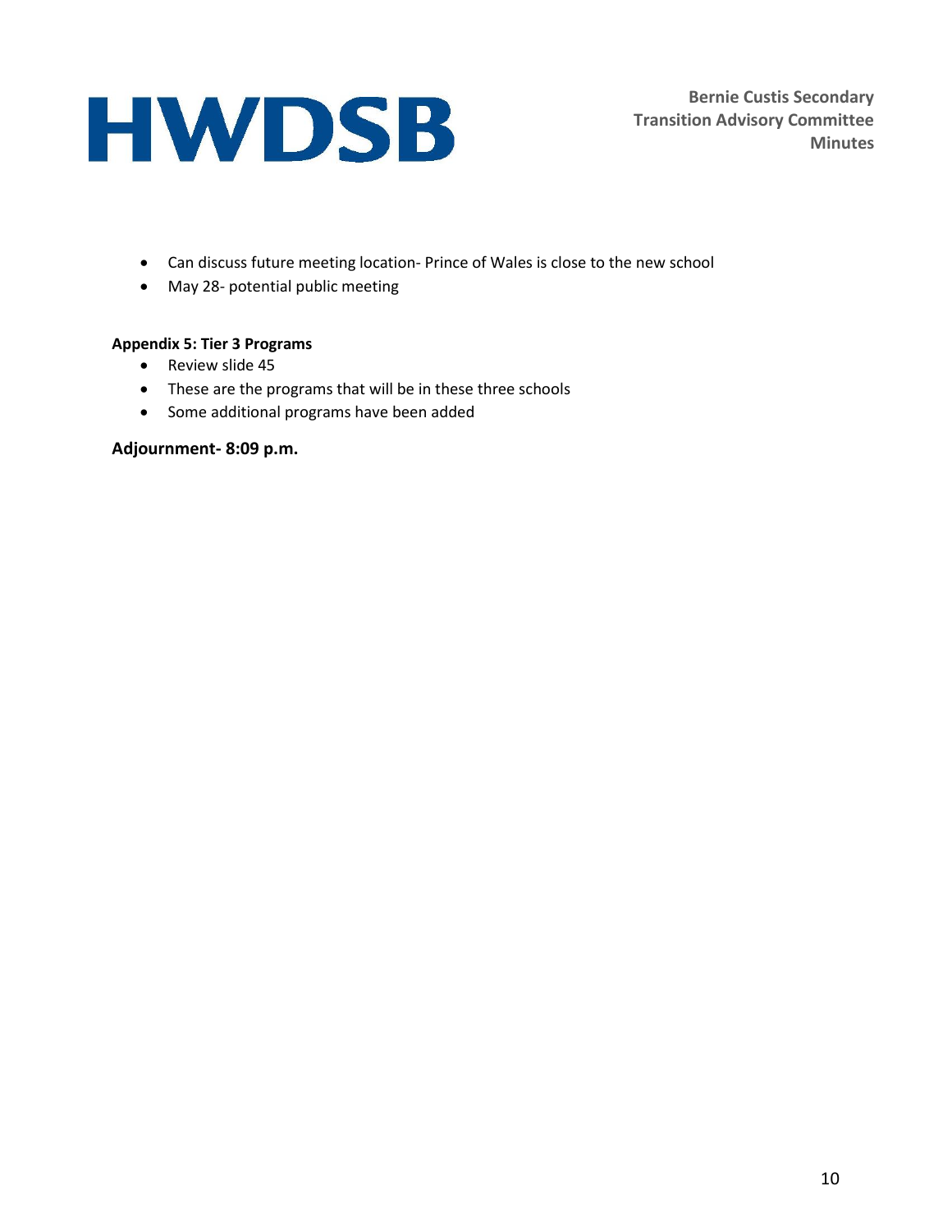- Can discuss future meeting location- Prince of Wales is close to the new school
- May 28- potential public meeting

**Appendix 5: Tier 3 Programs**

- Review slide 45
- These are the programs that will be in these three schools
- Some additional programs have been added

**Adjournment- 8:09 p.m.**